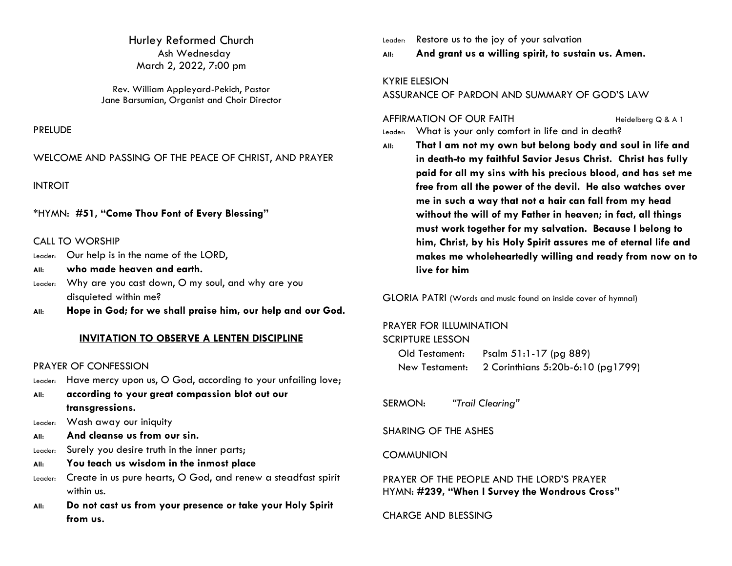Hurley Reformed Church
Ash Wednesday
March 2, 2022, 7:00 pm

Rev. William Appleyard-Pekich, Pastor
Jane Barsumian, Organist and Choir Director

PRELUDE

WELCOME AND PASSING OF THE PEACE OF CHRIST, AND PRAYER

INTROIT

*HYMN: **#51, "Come Thou Font of Every Blessing"**

CALL TO WORSHIP

Leader: Our help is in the name of the LORD,

**All: who made heaven and earth.**

Leader: Why are you cast down, O my soul, and why are you disquieted within me?

**All: Hope in God; for we shall praise him, our help and our God.**

**INVITATION TO OBSERVE A LENTEN DISCIPLINE**

PRAYER OF CONFESSION

Leader: Have mercy upon us, O God, according to your unfailing love;

**All: according to your great compassion blot out our transgressions.**

Leader: Wash away our iniquity

**All: And cleanse us from our sin.**

Leader: Surely you desire truth in the inner parts;

**All: You teach us wisdom in the inmost place**

Leader: Create in us pure hearts, O God, and renew a steadfast spirit within us.

**All: Do not cast us from your presence or take your Holy Spirit from us.**

Leader: Restore us to the joy of your salvation

**All: And grant us a willing spirit, to sustain us. Amen.**

KYRIE ELESION

ASSURANCE OF PARDON AND SUMMARY OF GOD'S LAW

AFFIRMATION OF OUR FAITH — Heidelberg Q & A 1

Leader: What is your only comfort in life and in death?

**All: That I am not my own but belong body and soul in life and in death-to my faithful Savior Jesus Christ. Christ has fully paid for all my sins with his precious blood, and has set me free from all the power of the devil. He also watches over me in such a way that not a hair can fall from my head without the will of my Father in heaven; in fact, all things must work together for my salvation. Because I belong to him, Christ, by his Holy Spirit assures me of eternal life and makes me wholeheartedly willing and ready from now on to live for him**

GLORIA PATRI (Words and music found on inside cover of hymnal)

PRAYER FOR ILLUMINATION

SCRIPTURE LESSON

Old Testament: Psalm 51:1-17 (pg 889)

New Testament: 2 Corinthians 5:20b-6:10 (pg1799)

SERMON: *"Trail Clearing"*

SHARING OF THE ASHES

COMMUNION

PRAYER OF THE PEOPLE AND THE LORD'S PRAYER

HYMN: **#239, "When I Survey the Wondrous Cross"**

CHARGE AND BLESSING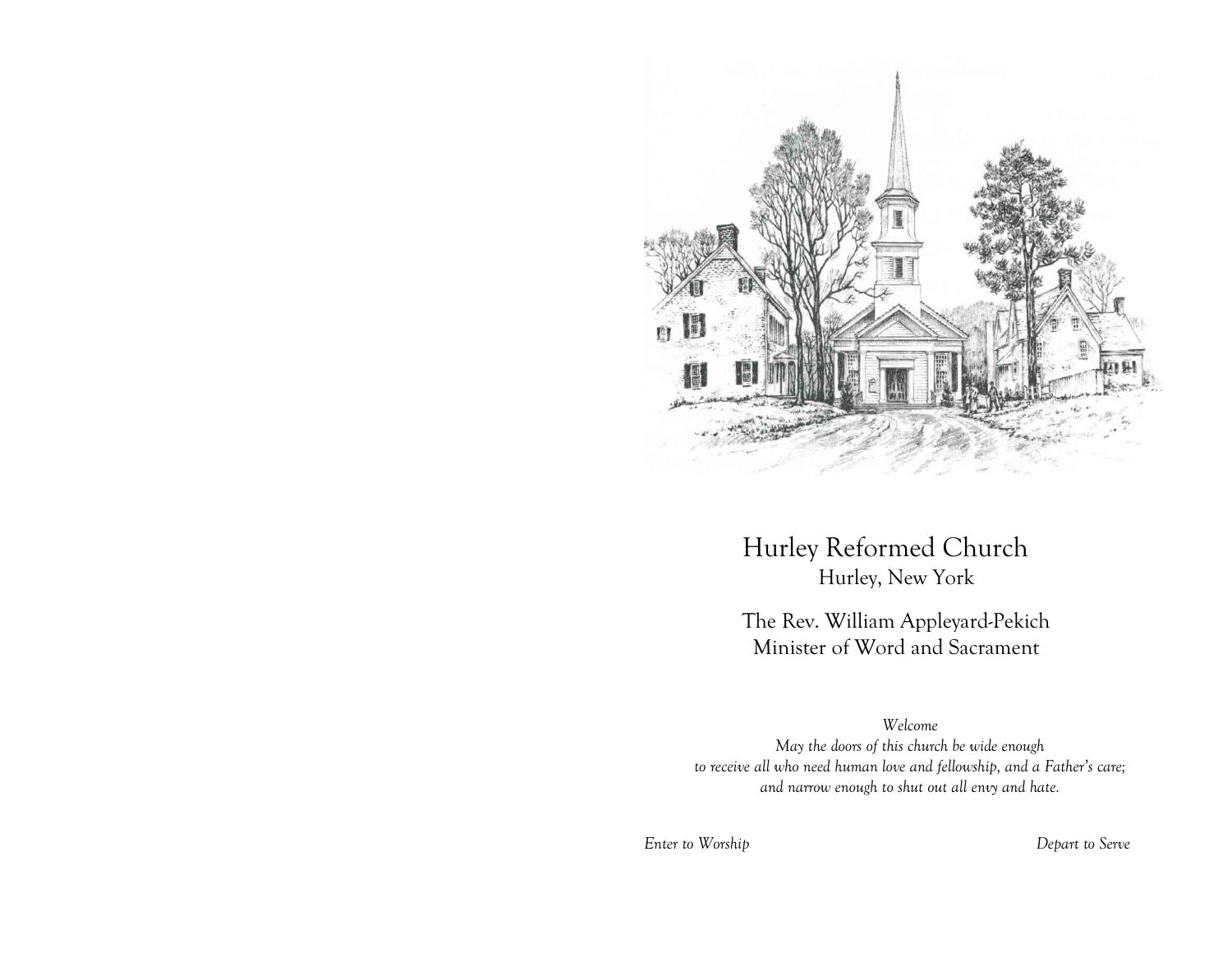# Hurley Reformed Church

Hurley, New York

The Rev. William Appleyard-Pekich
Minister of Word and Sacrament

*Welcome*
*May the doors of this church be wide enough*
*to receive all who need human love and fellowship, and a Father's care;*
*and narrow enough to shut out all envy and hate.*

*Enter to Worship* *Depart to Serve*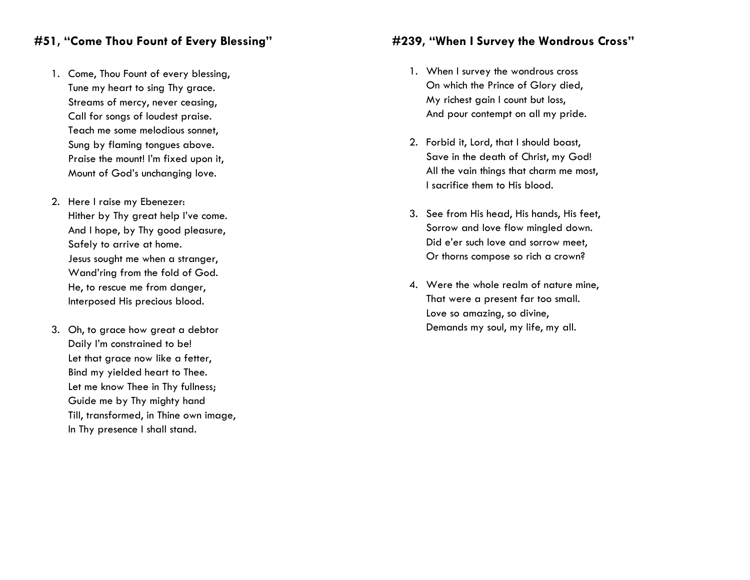### #51, "Come Thou Fount of Every Blessing"

1. Come, Thou Fount of every blessing,
   Tune my heart to sing Thy grace.
   Streams of mercy, never ceasing,
   Call for songs of loudest praise.
   Teach me some melodious sonnet,
   Sung by flaming tongues above.
   Praise the mount! I'm fixed upon it,
   Mount of God's unchanging love.

2. Here I raise my Ebenezer:
   Hither by Thy great help I've come.
   And I hope, by Thy good pleasure,
   Safely to arrive at home.
   Jesus sought me when a stranger,
   Wand'ring from the fold of God.
   He, to rescue me from danger,
   Interposed His precious blood.

3. Oh, to grace how great a debtor
   Daily I'm constrained to be!
   Let that grace now like a fetter,
   Bind my yielded heart to Thee.
   Let me know Thee in Thy fullness;
   Guide me by Thy mighty hand
   Till, transformed, in Thine own image,
   In Thy presence I shall stand.

### #239, "When I Survey the Wondrous Cross"

1. When I survey the wondrous cross
   On which the Prince of Glory died,
   My richest gain I count but loss,
   And pour contempt on all my pride.

2. Forbid it, Lord, that I should boast,
   Save in the death of Christ, my God!
   All the vain things that charm me most,
   I sacrifice them to His blood.

3. See from His head, His hands, His feet,
   Sorrow and love flow mingled down.
   Did e'er such love and sorrow meet,
   Or thorns compose so rich a crown?

4. Were the whole realm of nature mine,
   That were a present far too small.
   Love so amazing, so divine,
   Demands my soul, my life, my all.